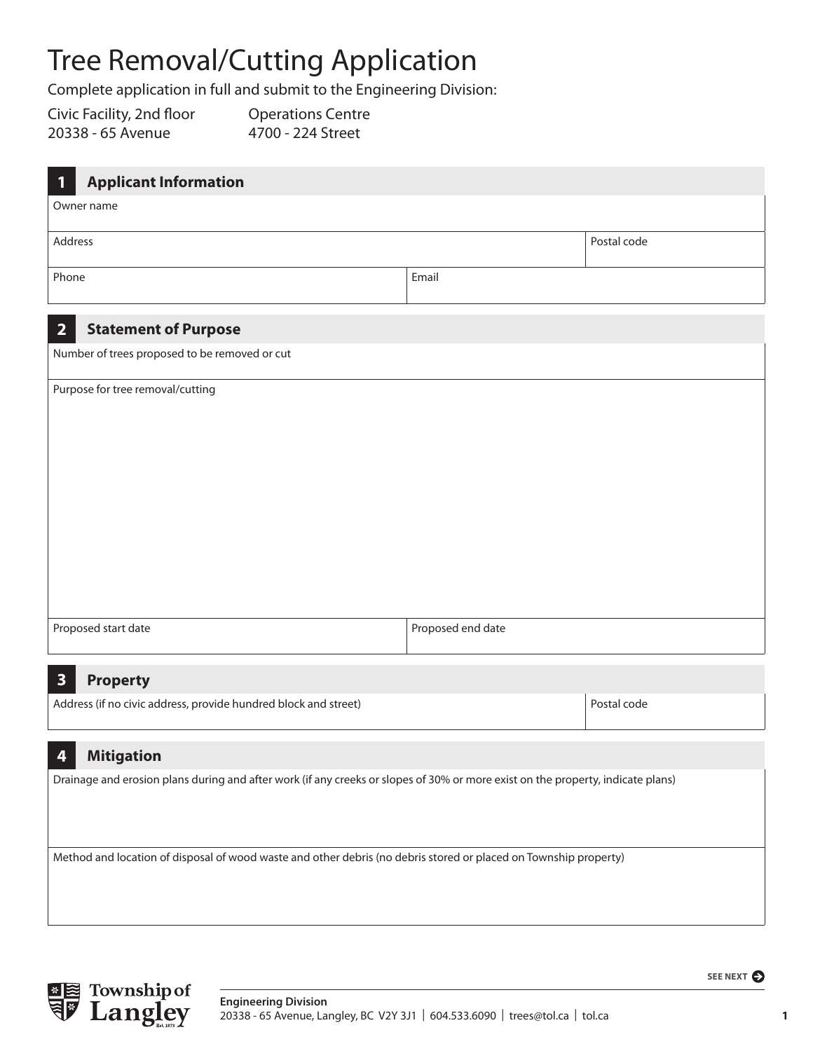# Tree Removal/Cutting Application

Complete application in full and submit to the Engineering Division:

Civic Facility, 2nd floor
20338 - 65 Avenue

Operations Centre
4700 - 224 Street

## 1 Applicant Information

| Owner name | |
|---|---|
| Address | Postal code |
| Phone | Email |

## 2 Statement of Purpose

| Number of trees proposed to be removed or cut | |
|---|---|
| Purpose for tree removal/cutting | |
| Proposed start date | Proposed end date |

## 3 Property

| Address (if no civic address, provide hundred block and street) | Postal code |
|---|---|

## 4 Mitigation

Drainage and erosion plans during and after work (if any creeks or slopes of 30% or more exist on the property, indicate plans)

Method and location of disposal of wood waste and other debris (no debris stored or placed on Township property)

SEE NEXT

Township of Langley

**Engineering Division**
20338 - 65 Avenue, Langley, BC V2Y 3J1 | 604.533.6090 | trees@tol.ca | tol.ca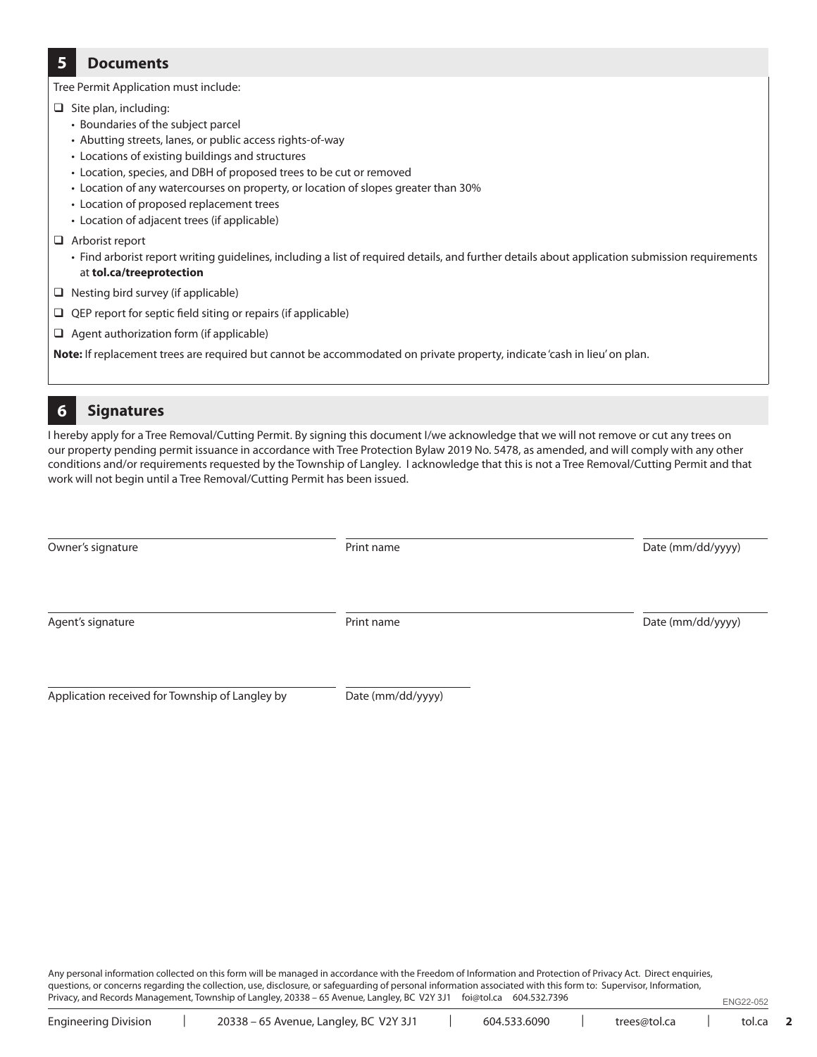## 5 Documents

Tree Permit Application must include:

- ☐ Site plan, including:
  - Boundaries of the subject parcel
  - Abutting streets, lanes, or public access rights-of-way
  - Locations of existing buildings and structures
  - Location, species, and DBH of proposed trees to be cut or removed
  - Location of any watercourses on property, or location of slopes greater than 30%
  - Location of proposed replacement trees
  - Location of adjacent trees (if applicable)
- ☐ Arborist report
  - Find arborist report writing guidelines, including a list of required details, and further details about application submission requirements at **tol.ca/treeprotection**
- ☐ Nesting bird survey (if applicable)
- ☐ QEP report for septic field siting or repairs (if applicable)
- ☐ Agent authorization form (if applicable)

**Note:** If replacement trees are required but cannot be accommodated on private property, indicate 'cash in lieu' on plan.

## 6 Signatures

I hereby apply for a Tree Removal/Cutting Permit. By signing this document I/we acknowledge that we will not remove or cut any trees on our property pending permit issuance in accordance with Tree Protection Bylaw 2019 No. 5478, as amended, and will comply with any other conditions and/or requirements requested by the Township of Langley. I acknowledge that this is not a Tree Removal/Cutting Permit and that work will not begin until a Tree Removal/Cutting Permit has been issued.

| Owner's signature | Print name | Date (mm/dd/yyyy) |
|---|---|---|
| | | |

| Agent's signature | Print name | Date (mm/dd/yyyy) |
|---|---|---|
| | | |

| Application received for Township of Langley by | Date (mm/dd/yyyy) |
|---|---|
| | |

Any personal information collected on this form will be managed in accordance with the Freedom of Information and Protection of Privacy Act. Direct enquiries, questions, or concerns regarding the collection, use, disclosure, or safeguarding of personal information associated with this form to: Supervisor, Information, Privacy, and Records Management, Township of Langley, 20338 – 65 Avenue, Langley, BC V2Y 3J1 foi@tol.ca 604.532.7396

ENG22-052

Engineering Division | 20338 – 65 Avenue, Langley, BC V2Y 3J1 | 604.533.6090 | trees@tol.ca | tol.ca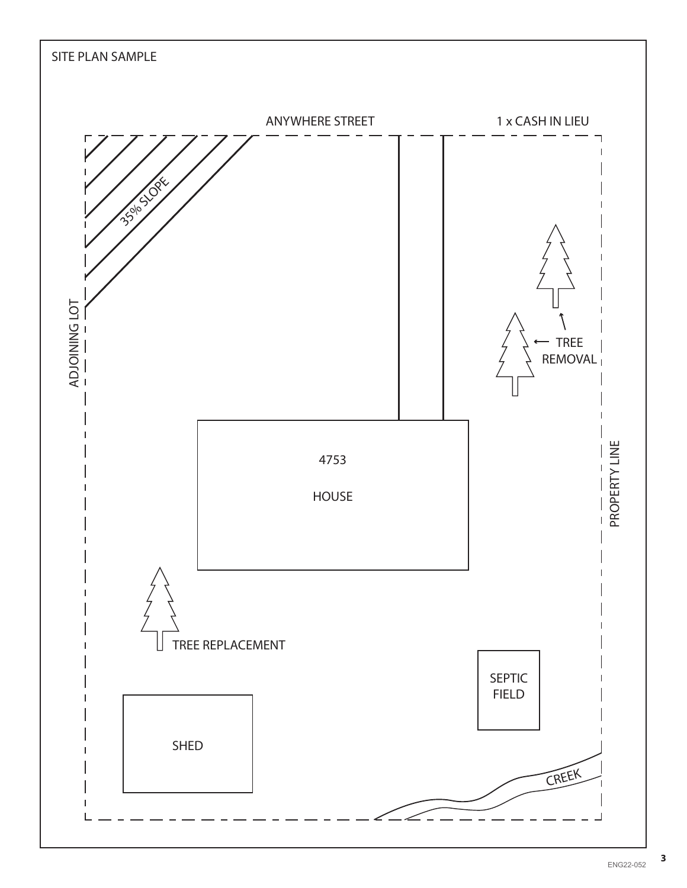SITE PLAN SAMPLE

ANYWHERE STREET

1 x CASH IN LIEU

35% SLOPE

ADJOINING LOT

TREE REMOVAL

4753

HOUSE

PROPERTY LINE

TREE REPLACEMENT

SEPTIC FIELD

SHED

CREEK

ENG22-052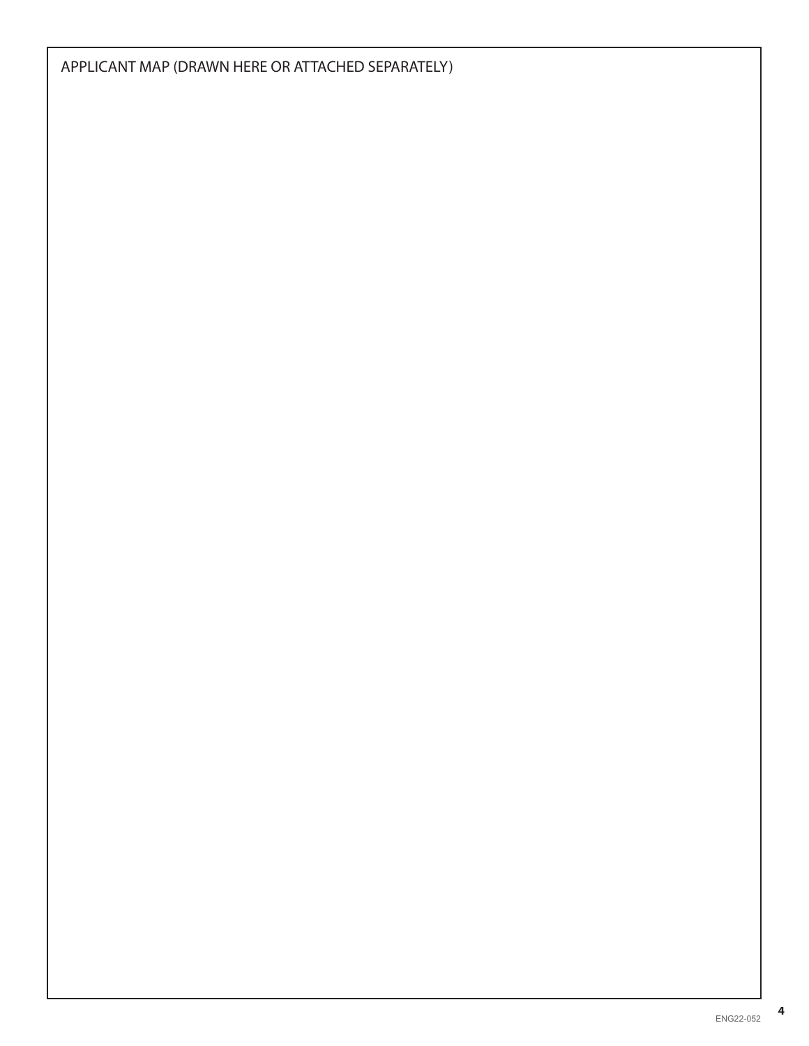APPLICANT MAP (DRAWN HERE OR ATTACHED SEPARATELY)

ENG22-052